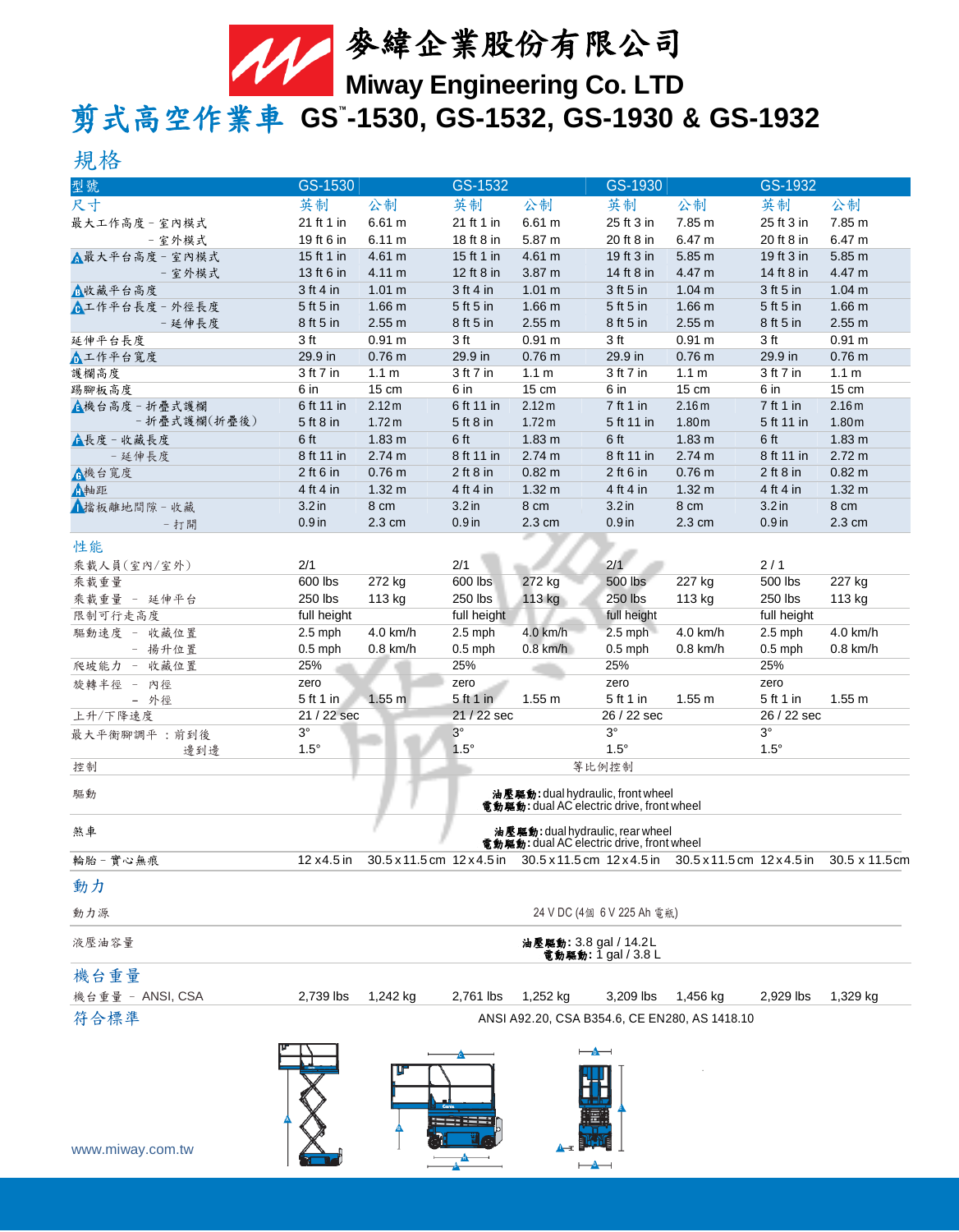# 麥緯企業股份有限公司

## Miway Engineering Co. LTD

# 剪式高空作業車 GS™-1530, GS-1532, GS-1930 & GS-1932

## 規格

| 型號 | GS-1530 | | GS-1532 | | GS-1930 | | GS-1932 | |
|---|---|---|---|---|---|---|---|---|
| 尺寸 | 英制 | 公制 | 英制 | 公制 | 英制 | 公制 | 英制 | 公制 |
| 最大工作高度 - 室內模式 | 21 ft 1 in | 6.61 m | 21 ft 1 in | 6.61 m | 25 ft 3 in | 7.85 m | 25 ft 3 in | 7.85 m |
| - 室外模式 | 19 ft 6 in | 6.11 m | 18 ft 8 in | 5.87 m | 20 ft 8 in | 6.47 m | 20 ft 8 in | 6.47 m |
| A 最大平台高度 - 室內模式 | 15 ft 1 in | 4.61 m | 15 ft 1 in | 4.61 m | 19 ft 3 in | 5.85 m | 19 ft 3 in | 5.85 m |
| - 室外模式 | 13 ft 6 in | 4.11 m | 12 ft 8 in | 3.87 m | 14 ft 8 in | 4.47 m | 14 ft 8 in | 4.47 m |
| B 收藏平台高度 | 3 ft 4 in | 1.01 m | 3 ft 4 in | 1.01 m | 3 ft 5 in | 1.04 m | 3 ft 5 in | 1.04 m |
| C 工作平台長度 - 外徑長度 | 5 ft 5 in | 1.66 m | 5 ft 5 in | 1.66 m | 5 ft 5 in | 1.66 m | 5 ft 5 in | 1.66 m |
| - 延伸長度 | 8 ft 5 in | 2.55 m | 8 ft 5 in | 2.55 m | 8 ft 5 in | 2.55 m | 8 ft 5 in | 2.55 m |
| 延伸平台長度 | 3 ft | 0.91 m | 3 ft | 0.91 m | 3 ft | 0.91 m | 3 ft | 0.91 m |
| D 工作平台寬度 | 29.9 in | 0.76 m | 29.9 in | 0.76 m | 29.9 in | 0.76 m | 29.9 in | 0.76 m |
| 護欄高度 | 3 ft 7 in | 1.1 m | 3 ft 7 in | 1.1 m | 3 ft 7 in | 1.1 m | 3 ft 7 in | 1.1 m |
| 踢腳板高度 | 6 in | 15 cm | 6 in | 15 cm | 6 in | 15 cm | 6 in | 15 cm |
| E 機台高度 - 折疊式護欄 | 6 ft 11 in | 2.12m | 6 ft 11 in | 2.12m | 7 ft 1 in | 2.16m | 7 ft 1 in | 2.16m |
| - 折疊式護欄(折疊後) | 5 ft 8 in | 1.72m | 5 ft 8 in | 1.72m | 5 ft 11 in | 1.80m | 5 ft 11 in | 1.80m |
| F 長度 - 收藏長度 | 6 ft | 1.83 m | 6 ft | 1.83 m | 6 ft | 1.83 m | 6 ft | 1.83 m |
| - 延伸長度 | 8 ft 11 in | 2.74 m | 8 ft 11 in | 2.74 m | 8 ft 11 in | 2.74 m | 8 ft 11 in | 2.72 m |
| G 機台寬度 | 2 ft 6 in | 0.76 m | 2 ft 8 in | 0.82 m | 2 ft 6 in | 0.76 m | 2 ft 8 in | 0.82 m |
| H 軸距 | 4 ft 4 in | 1.32 m | 4 ft 4 in | 1.32 m | 4 ft 4 in | 1.32 m | 4 ft 4 in | 1.32 m |
| I 擋板離地間隙 - 收藏 | 3.2 in | 8 cm | 3.2 in | 8 cm | 3.2 in | 8 cm | 3.2 in | 8 cm |
| - 打開 | 0.9 in | 2.3 cm | 0.9 in | 2.3 cm | 0.9 in | 2.3 cm | 0.9 in | 2.3 cm |
| **性能** | | | | | | | | |
| 乘載人員(室內/室外) | 2/1 | | 2/1 | | 2/1 | | 2 / 1 | |
| 乘載重量 | 600 lbs | 272 kg | 600 lbs | 272 kg | 500 lbs | 227 kg | 500 lbs | 227 kg |
| 乘載重量 - 延伸平台 | 250 lbs | 113 kg | 250 lbs | 113 kg | 250 lbs | 113 kg | 250 lbs | 113 kg |
| 限制可行走高度 | full height | | full height | | full height | | full height | |
| 驅動速度 - 收藏位置 | 2.5 mph | 4.0 km/h | 2.5 mph | 4.0 km/h | 2.5 mph | 4.0 km/h | 2.5 mph | 4.0 km/h |
| - 揚升位置 | 0.5 mph | 0.8 km/h | 0.5 mph | 0.8 km/h | 0.5 mph | 0.8 km/h | 0.5 mph | 0.8 km/h |
| 爬坡能力 - 收藏位置 | 25% | | 25% | | 25% | | 25% | |
| 旋轉半徑 - 內徑 | zero | | zero | | zero | | zero | |
| - 外徑 | 5 ft 1 in | 1.55 m | 5 ft 1 in | 1.55 m | 5 ft 1 in | 1.55 m | 5 ft 1 in | 1.55 m |
| 上升/下降速度 | 21 / 22 sec | | 21 / 22 sec | | 26 / 22 sec | | 26 / 22 sec | |
| 最大平衡腳調平 : 前到後 | 3° | | 3° | | 3° | | 3° | |
| 邊到邊 | 1.5° | | 1.5° | | 1.5° | | 1.5° | |
| 控制 | 等比例控制 | | | | | | | |
| 驅動 | 油壓驅動: dual hydraulic, front wheel<br>電動驅動: dual AC electric drive, front wheel | | | | | | | |
| 煞車 | 油壓驅動: dual hydraulic, rear wheel<br>電動驅動: dual AC electric drive, front wheel | | | | | | | |
| 輪胎 - 實心無痕 | 12 x 4.5 in | 30.5 x 11.5 cm | 12 x 4.5 in | 30.5 x 11.5 cm | 12 x 4.5 in | 30.5 x 11.5 cm | 12 x 4.5 in | 30.5 x 11.5 cm |
| **動力** | | | | | | | | |
| 動力源 | 24 V DC (4個 6 V 225 Ah 電瓶) | | | | | | | |
| 液壓油容量 | 油壓驅動: 3.8 gal / 14.2L<br>電動驅動: 1 gal / 3.8 L | | | | | | | |
| **機台重量** | | | | | | | | |
| 機台重量 - ANSI, CSA | 2,739 lbs | 1,242 kg | 2,761 lbs | 1,252 kg | 3,209 lbs | 1,456 kg | 2,929 lbs | 1,329 kg |
| **符合標準** | ANSI A92.20, CSA B354.6, CE EN280, AS 1418.10 | | | | | | | |

www.miway.com.tw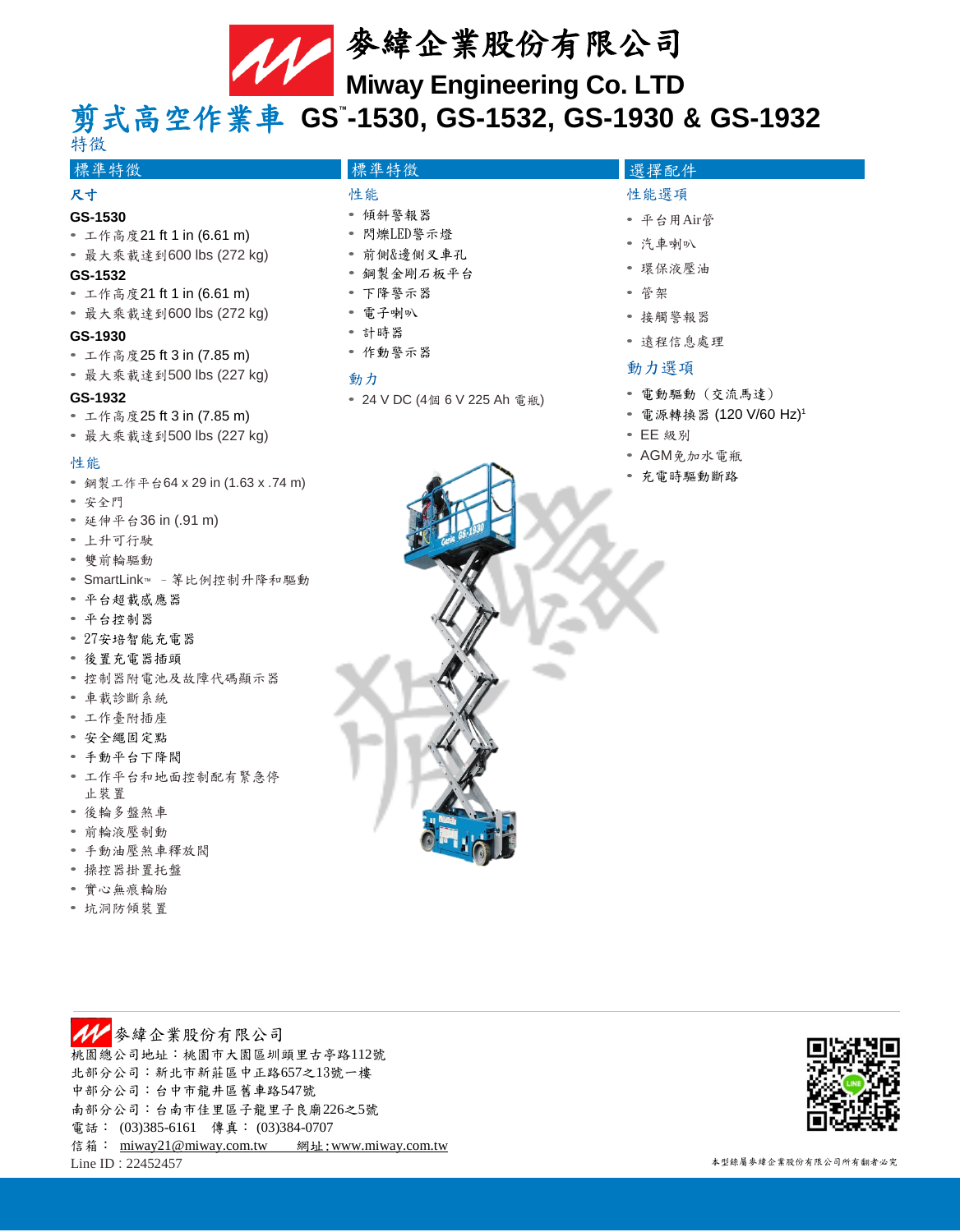# 麥緯企業股份有限公司

## Miway Engineering Co. LTD

# 剪式高空作業車 GS™-1530, GS-1532, GS-1930 & GS-1932

特徵

## 標準特徵

### 尺寸

**GS-1530**

- 工作高度21 ft 1 in (6.61 m)
- 最大乘載達到600 lbs (272 kg)

**GS-1532**

- 工作高度21 ft 1 in (6.61 m)
- 最大乘載達到600 lbs (272 kg)

**GS-1930**

- 工作高度25 ft 3 in (7.85 m)
- 最大乘載達到500 lbs (227 kg)

**GS-1932**

- 工作高度25 ft 3 in (7.85 m)
- 最大乘載達到500 lbs (227 kg)

### 性能

- 鋼製工作平台64 x 29 in (1.63 x .74 m)
- 安全門
- 延伸平台36 in (.91 m)
- 上升可行駛
- 雙前輪驅動
- SmartLink™ – 等比例控制升降和驅動
- 平台超載感應器
- 平台控制器
- 27安培智能充電器
- 後置充電器插頭
- 控制器附電池及故障代碼顯示器
- 車載診斷系統
- 工作臺附插座
- 安全繩固定點
- 手動平台下降閥
- 工作平台和地面控制配有緊急停止裝置
- 後輪多盤煞車
- 前輪液壓制動
- 手動油壓煞車釋放閥
- 操控器掛置托盤
- 實心無痕輪胎
- 坑洞防傾裝置

## 標準特徵

### 性能

- 傾斜警報器
- 閃爍LED警示燈
- 前側&邊側叉車孔
- 鋼製金剛石板平台
- 下降警示器
- 電子喇叭
- 計時器
- 作動警示器

### 動力

- 24 V DC (4個 6 V 225 Ah 電瓶)

## 選擇配件

### 性能選項

- 平台用Air管
- 汽車喇叭
- 環保液壓油
- 管架
- 接觸警報器
- 遠程信息處理

### 動力選項

- 電動驅動（交流馬達）
- 電源轉換器 (120 V/60 Hz)[1]
- EE 級別
- AGM免加水電瓶
- 充電時驅動斷路

---

麥緯企業股份有限公司

桃園總公司地址：桃園市大園區圳頭里古亭路112號
北部分公司：新北市新莊區中正路657之13號一樓
中部分公司：台中市龍井區舊車路547號
南部分公司：台南市佳里區子龍里子良廟226之5號
電話： (03)385-6161 傳真： (03)384-0707
信箱： miway21@miway.com.tw 網址：www.miway.com.tw
Line ID : 22452457

本型錄屬麥緯企業股份有限公司所有翻者必究